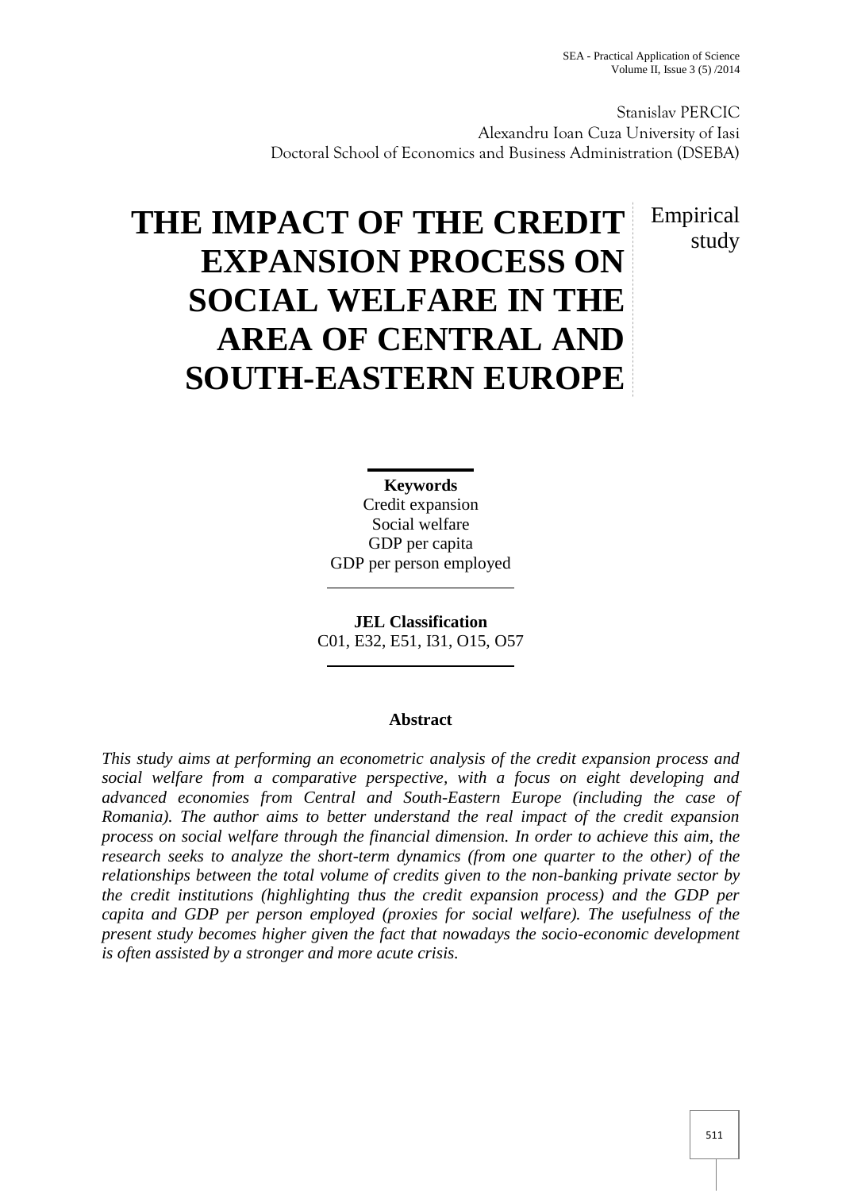Stanislav PERCIC
Alexandru Ioan Cuza University of Iasi
Doctoral School of Economics and Business Administration (DSEBA)

# THE IMPACT OF THE CREDIT EXPANSION PROCESS ON SOCIAL WELFARE IN THE AREA OF CENTRAL AND SOUTH-EASTERN EUROPE

Empirical study

**Keywords**
Credit expansion
Social welfare
GDP per capita
GDP per person employed

**JEL Classification**
C01, E32, E51, I31, O15, O57

**Abstract**

*This study aims at performing an econometric analysis of the credit expansion process and social welfare from a comparative perspective, with a focus on eight developing and advanced economies from Central and South-Eastern Europe (including the case of Romania). The author aims to better understand the real impact of the credit expansion process on social welfare through the financial dimension. In order to achieve this aim, the research seeks to analyze the short-term dynamics (from one quarter to the other) of the relationships between the total volume of credits given to the non-banking private sector by the credit institutions (highlighting thus the credit expansion process) and the GDP per capita and GDP per person employed (proxies for social welfare). The usefulness of the present study becomes higher given the fact that nowadays the socio-economic development is often assisted by a stronger and more acute crisis.*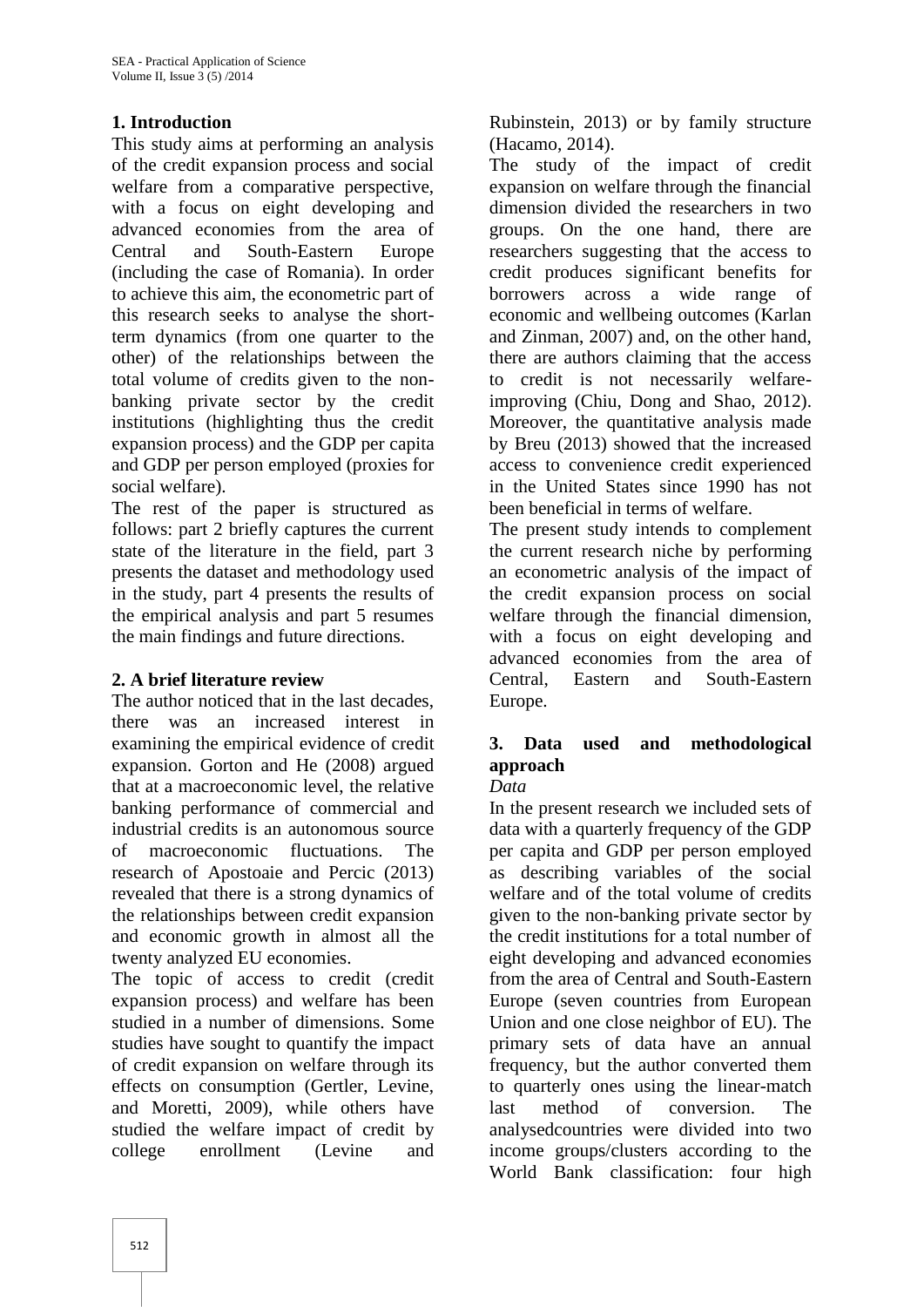## 1. Introduction

This study aims at performing an analysis of the credit expansion process and social welfare from a comparative perspective, with a focus on eight developing and advanced economies from the area of Central and South-Eastern Europe (including the case of Romania). In order to achieve this aim, the econometric part of this research seeks to analyse the short-term dynamics (from one quarter to the other) of the relationships between the total volume of credits given to the non-banking private sector by the credit institutions (highlighting thus the credit expansion process) and the GDP per capita and GDP per person employed (proxies for social welfare).

The rest of the paper is structured as follows: part 2 briefly captures the current state of the literature in the field, part 3 presents the dataset and methodology used in the study, part 4 presents the results of the empirical analysis and part 5 resumes the main findings and future directions.

## 2. A brief literature review

The author noticed that in the last decades, there was an increased interest in examining the empirical evidence of credit expansion. Gorton and He (2008) argued that at a macroeconomic level, the relative banking performance of commercial and industrial credits is an autonomous source of macroeconomic fluctuations. The research of Apostoaie and Percic (2013) revealed that there is a strong dynamics of the relationships between credit expansion and economic growth in almost all the twenty analyzed EU economies.

The topic of access to credit (credit expansion process) and welfare has been studied in a number of dimensions. Some studies have sought to quantify the impact of credit expansion on welfare through its effects on consumption (Gertler, Levine, and Moretti, 2009), while others have studied the welfare impact of credit by college enrollment (Levine and Rubinstein, 2013) or by family structure (Hacamo, 2014).

The study of the impact of credit expansion on welfare through the financial dimension divided the researchers in two groups. On the one hand, there are researchers suggesting that the access to credit produces significant benefits for borrowers across a wide range of economic and wellbeing outcomes (Karlan and Zinman, 2007) and, on the other hand, there are authors claiming that the access to credit is not necessarily welfare-improving (Chiu, Dong and Shao, 2012). Moreover, the quantitative analysis made by Breu (2013) showed that the increased access to convenience credit experienced in the United States since 1990 has not been beneficial in terms of welfare.

The present study intends to complement the current research niche by performing an econometric analysis of the impact of the credit expansion process on social welfare through the financial dimension, with a focus on eight developing and advanced economies from the area of Central, Eastern and South-Eastern Europe.

## 3. Data used and methodological approach

*Data*

In the present research we included sets of data with a quarterly frequency of the GDP per capita and GDP per person employed as describing variables of the social welfare and of the total volume of credits given to the non-banking private sector by the credit institutions for a total number of eight developing and advanced economies from the area of Central and South-Eastern Europe (seven countries from European Union and one close neighbor of EU). The primary sets of data have an annual frequency, but the author converted them to quarterly ones using the linear-match last method of conversion. The analysedcountries were divided into two income groups/clusters according to the World Bank classification: four high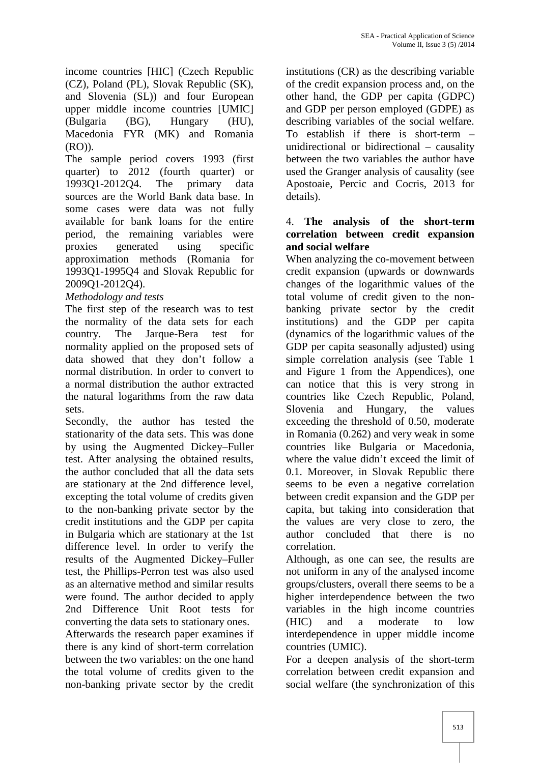income countries [HIC] (Czech Republic (CZ), Poland (PL), Slovak Republic (SK), and Slovenia (SL)) and four European upper middle income countries [UMIC] (Bulgaria (BG), Hungary (HU), Macedonia FYR (MK) and Romania (RO)).

The sample period covers 1993 (first quarter) to 2012 (fourth quarter) or 1993Q1-2012Q4. The primary data sources are the World Bank data base. In some cases were data was not fully available for bank loans for the entire period, the remaining variables were proxies generated using specific approximation methods (Romania for 1993Q1-1995Q4 and Slovak Republic for 2009Q1-2012Q4).

*Methodology and tests*

The first step of the research was to test the normality of the data sets for each country. The Jarque-Bera test for normality applied on the proposed sets of data showed that they don't follow a normal distribution. In order to convert to a normal distribution the author extracted the natural logarithms from the raw data sets.

Secondly, the author has tested the stationarity of the data sets. This was done by using the Augmented Dickey–Fuller test. After analysing the obtained results, the author concluded that all the data sets are stationary at the 2nd difference level, excepting the total volume of credits given to the non-banking private sector by the credit institutions and the GDP per capita in Bulgaria which are stationary at the 1st difference level. In order to verify the results of the Augmented Dickey–Fuller test, the Phillips-Perron test was also used as an alternative method and similar results were found. The author decided to apply 2nd Difference Unit Root tests for converting the data sets to stationary ones.

Afterwards the research paper examines if there is any kind of short-term correlation between the two variables: on the one hand the total volume of credits given to the non-banking private sector by the credit institutions (CR) as the describing variable of the credit expansion process and, on the other hand, the GDP per capita (GDPC) and GDP per person employed (GDPE) as describing variables of the social welfare. To establish if there is short-term – unidirectional or bidirectional – causality between the two variables the author have used the Granger analysis of causality (see Apostoaie, Percic and Cocris, 2013 for details).

## 4. The analysis of the short-term correlation between credit expansion and social welfare

When analyzing the co-movement between credit expansion (upwards or downwards changes of the logarithmic values of the total volume of credit given to the non-banking private sector by the credit institutions) and the GDP per capita (dynamics of the logarithmic values of the GDP per capita seasonally adjusted) using simple correlation analysis (see Table 1 and Figure 1 from the Appendices), one can notice that this is very strong in countries like Czech Republic, Poland, Slovenia and Hungary, the values exceeding the threshold of 0.50, moderate in Romania (0.262) and very weak in some countries like Bulgaria or Macedonia, where the value didn't exceed the limit of 0.1. Moreover, in Slovak Republic there seems to be even a negative correlation between credit expansion and the GDP per capita, but taking into consideration that the values are very close to zero, the author concluded that there is no correlation.

Although, as one can see, the results are not uniform in any of the analysed income groups/clusters, overall there seems to be a higher interdependence between the two variables in the high income countries (HIC) and a moderate to low interdependence in upper middle income countries (UMIC).

For a deepen analysis of the short-term correlation between credit expansion and social welfare (the synchronization of this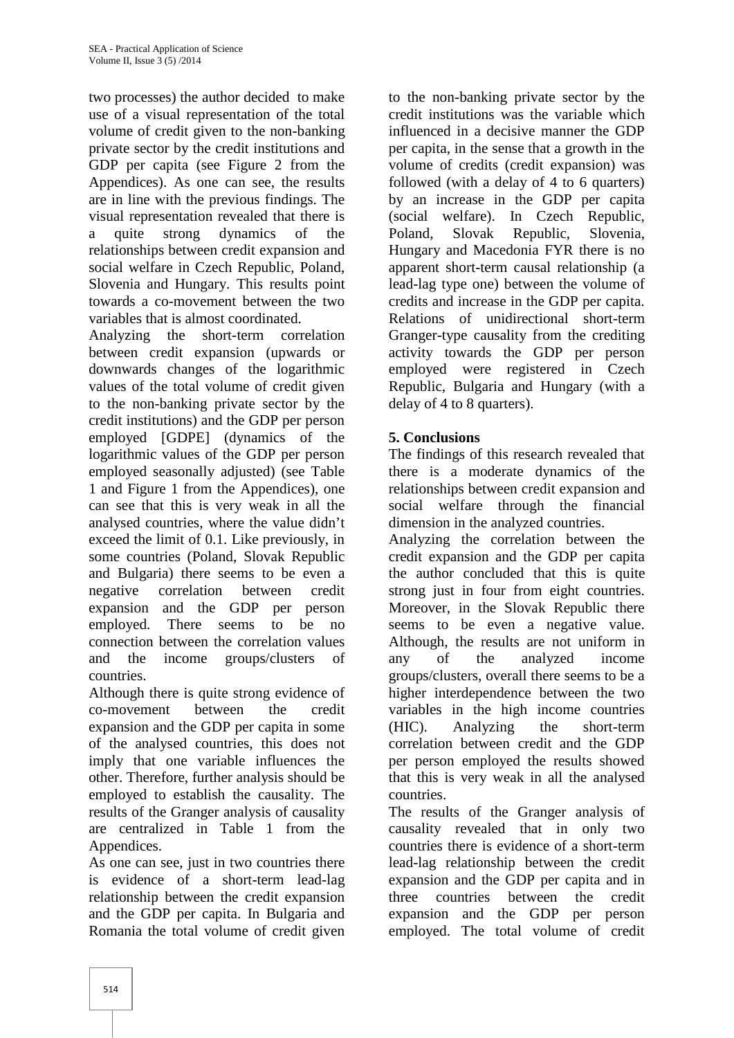two processes) the author decided to make use of a visual representation of the total volume of credit given to the non-banking private sector by the credit institutions and GDP per capita (see Figure 2 from the Appendices). As one can see, the results are in line with the previous findings. The visual representation revealed that there is a quite strong dynamics of the relationships between credit expansion and social welfare in Czech Republic, Poland, Slovenia and Hungary. This results point towards a co-movement between the two variables that is almost coordinated.

Analyzing the short-term correlation between credit expansion (upwards or downwards changes of the logarithmic values of the total volume of credit given to the non-banking private sector by the credit institutions) and the GDP per person employed [GDPE] (dynamics of the logarithmic values of the GDP per person employed seasonally adjusted) (see Table 1 and Figure 1 from the Appendices), one can see that this is very weak in all the analysed countries, where the value didn't exceed the limit of 0.1. Like previously, in some countries (Poland, Slovak Republic and Bulgaria) there seems to be even a negative correlation between credit expansion and the GDP per person employed. There seems to be no connection between the correlation values and the income groups/clusters of countries.

Although there is quite strong evidence of co-movement between the credit expansion and the GDP per capita in some of the analysed countries, this does not imply that one variable influences the other. Therefore, further analysis should be employed to establish the causality. The results of the Granger analysis of causality are centralized in Table 1 from the Appendices.

As one can see, just in two countries there is evidence of a short-term lead-lag relationship between the credit expansion and the GDP per capita. In Bulgaria and Romania the total volume of credit given to the non-banking private sector by the credit institutions was the variable which influenced in a decisive manner the GDP per capita, in the sense that a growth in the volume of credits (credit expansion) was followed (with a delay of 4 to 6 quarters) by an increase in the GDP per capita (social welfare). In Czech Republic, Poland, Slovak Republic, Slovenia, Hungary and Macedonia FYR there is no apparent short-term causal relationship (a lead-lag type one) between the volume of credits and increase in the GDP per capita. Relations of unidirectional short-term Granger-type causality from the crediting activity towards the GDP per person employed were registered in Czech Republic, Bulgaria and Hungary (with a delay of 4 to 8 quarters).

## 5. Conclusions

The findings of this research revealed that there is a moderate dynamics of the relationships between credit expansion and social welfare through the financial dimension in the analyzed countries.

Analyzing the correlation between the credit expansion and the GDP per capita the author concluded that this is quite strong just in four from eight countries. Moreover, in the Slovak Republic there seems to be even a negative value. Although, the results are not uniform in any of the analyzed income groups/clusters, overall there seems to be a higher interdependence between the two variables in the high income countries (HIC). Analyzing the short-term correlation between credit and the GDP per person employed the results showed that this is very weak in all the analysed countries.

The results of the Granger analysis of causality revealed that in only two countries there is evidence of a short-term lead-lag relationship between the credit expansion and the GDP per capita and in three countries between the credit expansion and the GDP per person employed. The total volume of credit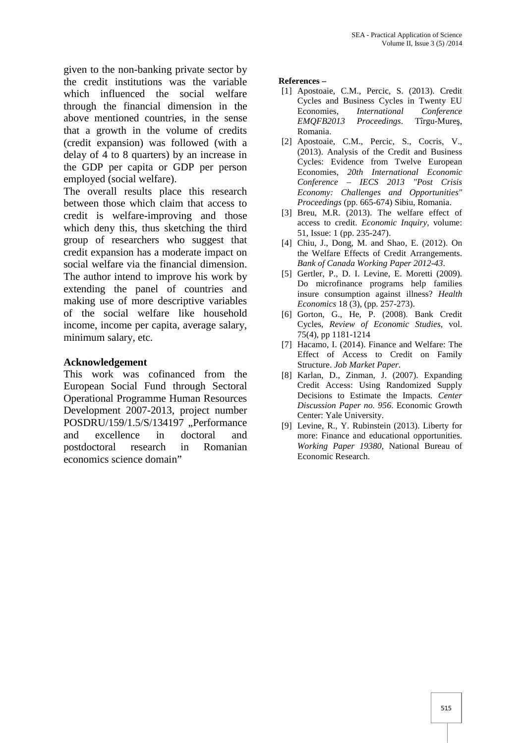given to the non-banking private sector by the credit institutions was the variable which influenced the social welfare through the financial dimension in the above mentioned countries, in the sense that a growth in the volume of credits (credit expansion) was followed (with a delay of 4 to 8 quarters) by an increase in the GDP per capita or GDP per person employed (social welfare).

The overall results place this research between those which claim that access to credit is welfare-improving and those which deny this, thus sketching the third group of researchers who suggest that credit expansion has a moderate impact on social welfare via the financial dimension.

The author intend to improve his work by extending the panel of countries and making use of more descriptive variables of the social welfare like household income, income per capita, average salary, minimum salary, etc.

## Acknowledgement

This work was cofinanced from the European Social Fund through Sectoral Operational Programme Human Resources Development 2007-2013, project number POSDRU/159/1.5/S/134197 „Performance and excellence in doctoral and postdoctoral research in Romanian economics science domain"

**References –**

[1] Apostoaie, C.M., Percic, S. (2013). Credit Cycles and Business Cycles in Twenty EU Economies, *International Conference EMQFB2013 Proceedings*. Tîrgu-Mureş, Romania.

[2] Apostoaie, C.M., Percic, S., Cocris, V., (2013). Analysis of the Credit and Business Cycles: Evidence from Twelve European Economies, *20th International Economic Conference – IECS 2013 "Post Crisis Economy: Challenges and Opportunities" Proceedings* (pp. 665-674) Sibiu, Romania.

[3] Breu, M.R. (2013). The welfare effect of access to credit. *Economic Inquiry*, volume: 51, Issue: 1 (pp. 235-247).

[4] Chiu, J., Dong, M. and Shao, E. (2012). On the Welfare Effects of Credit Arrangements. *Bank of Canada Working Paper 2012-43*.

[5] Gertler, P., D. I. Levine, E. Moretti (2009). Do microfinance programs help families insure consumption against illness? *Health Economics* 18 (3), (pp. 257-273).

[6] Gorton, G., He, P. (2008). Bank Credit Cycles, *Review of Economic Studies*, vol. 75(4), pp 1181-1214

[7] Hacamo, I. (2014). Finance and Welfare: The Effect of Access to Credit on Family Structure. *Job Market Paper*.

[8] Karlan, D., Zinman, J. (2007). Expanding Credit Access: Using Randomized Supply Decisions to Estimate the Impacts. *Center Discussion Paper no. 956*. Economic Growth Center: Yale University.

[9] Levine, R., Y. Rubinstein (2013). Liberty for more: Finance and educational opportunities. *Working Paper 19380*, National Bureau of Economic Research.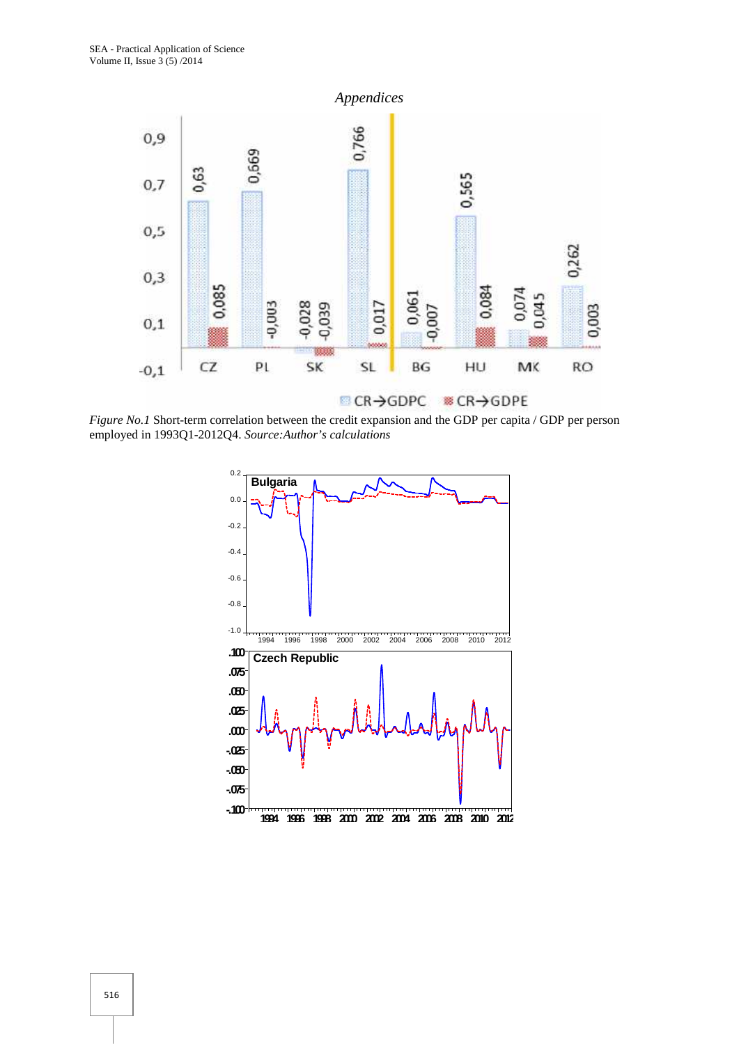*Appendices*

*Figure No.1* Short-term correlation between the credit expansion and the GDP per capita / GDP per person employed in 1993Q1-2012Q4. *Source:Author's calculations*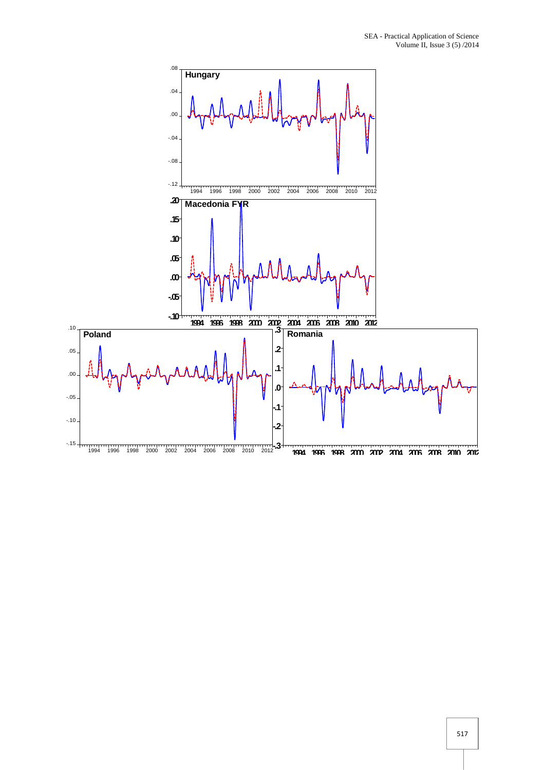**Hungary**

**Macedonia FYR**

**Poland**

**Romania**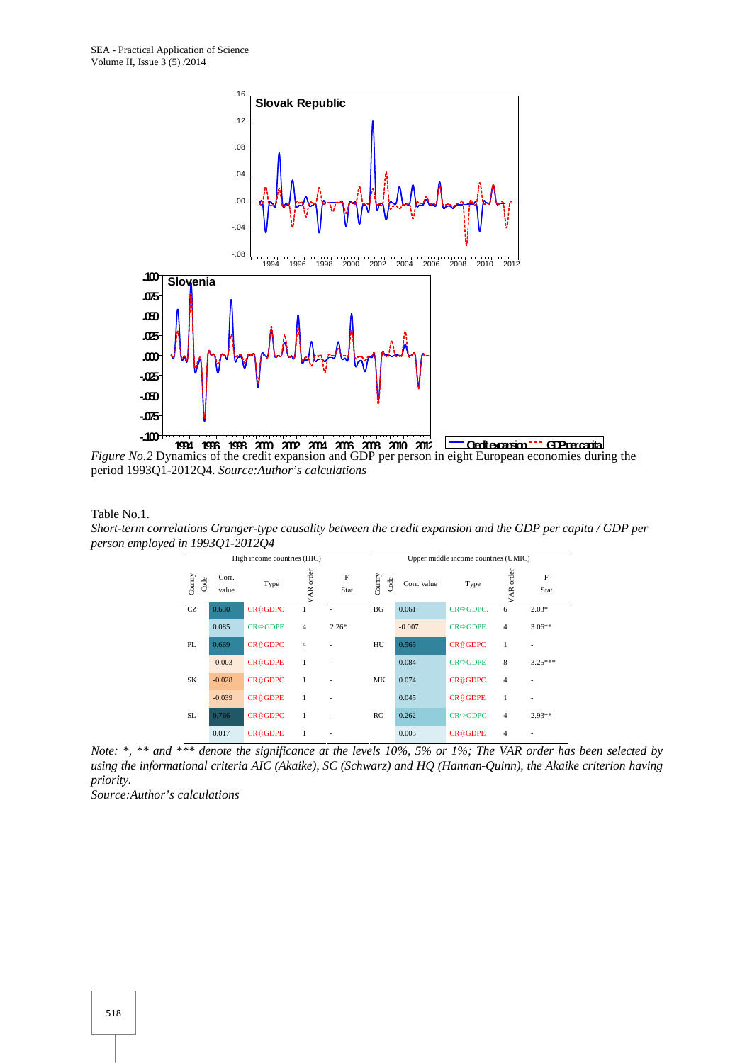Slovak Republic

.16
.12
.08
.04
.00
-.04
-.08

1994 1996 1998 2000 2002 2004 2006 2008 2010 2012

Slovenia

.100
.075
.050
.025
.000
-.025
-.050
-.075
-.100

1994 1996 1998 2000 2002 2004 2006 2008 2010 2012

Credit expansion GDP per capita

*Figure No.2* Dynamics of the credit expansion and GDP per person in eight European economies during the period 1993Q1-2012Q4. *Source:Author's calculations*

Table No.1.

*Short-term correlations Granger-type causality between the credit expansion and the GDP per capita / GDP per person employed in 1993Q1-2012Q4*

| High income countries (HIC) | | | | | Upper middle income countries (UMIC) | | | | |
|---|---|---|---|---|---|---|---|---|---|
| Country Code | Corr. value | Type | VAR order | F-Stat. | Country Code | Corr. value | Type | VAR order | F-Stat. |
| CZ | 0.630 | CR⇕GDPC | 1 | - | BG | 0.061 | CR⇨GDPC. | 6 | 2.03* |
| | 0.085 | CR⇨GDPE | 4 | 2.26* | | -0.007 | CR⇨GDPE | 4 | 3.06** |
| PL | 0.669 | CR⇕GDPC | 4 | - | HU | 0.565 | CR⇕GDPC | 1 | - |
| | -0.003 | CR⇕GDPE | 1 | - | | 0.084 | CR⇨GDPE | 8 | 3.25*** |
| SK | -0.028 | CR⇕GDPC | 1 | - | MK | 0.074 | CR⇕GDPC. | 4 | - |
| | -0.039 | CR⇕GDPE | 1 | - | | 0.045 | CR⇕GDPE | 1 | - |
| SL | 0.766 | CR⇕GDPC | 1 | - | RO | 0.262 | CR⇨GDPC | 4 | 2.93** |
| | 0.017 | CR⇕GDPE | 1 | - | | 0.003 | CR⇕GDPE | 4 | - |

*Note: \*, \*\* and \*\*\* denote the significance at the levels 10%, 5% or 1%; The VAR order has been selected by using the informational criteria AIC (Akaike), SC (Schwarz) and HQ (Hannan-Quinn), the Akaike criterion having priority.*

*Source:Author's calculations*